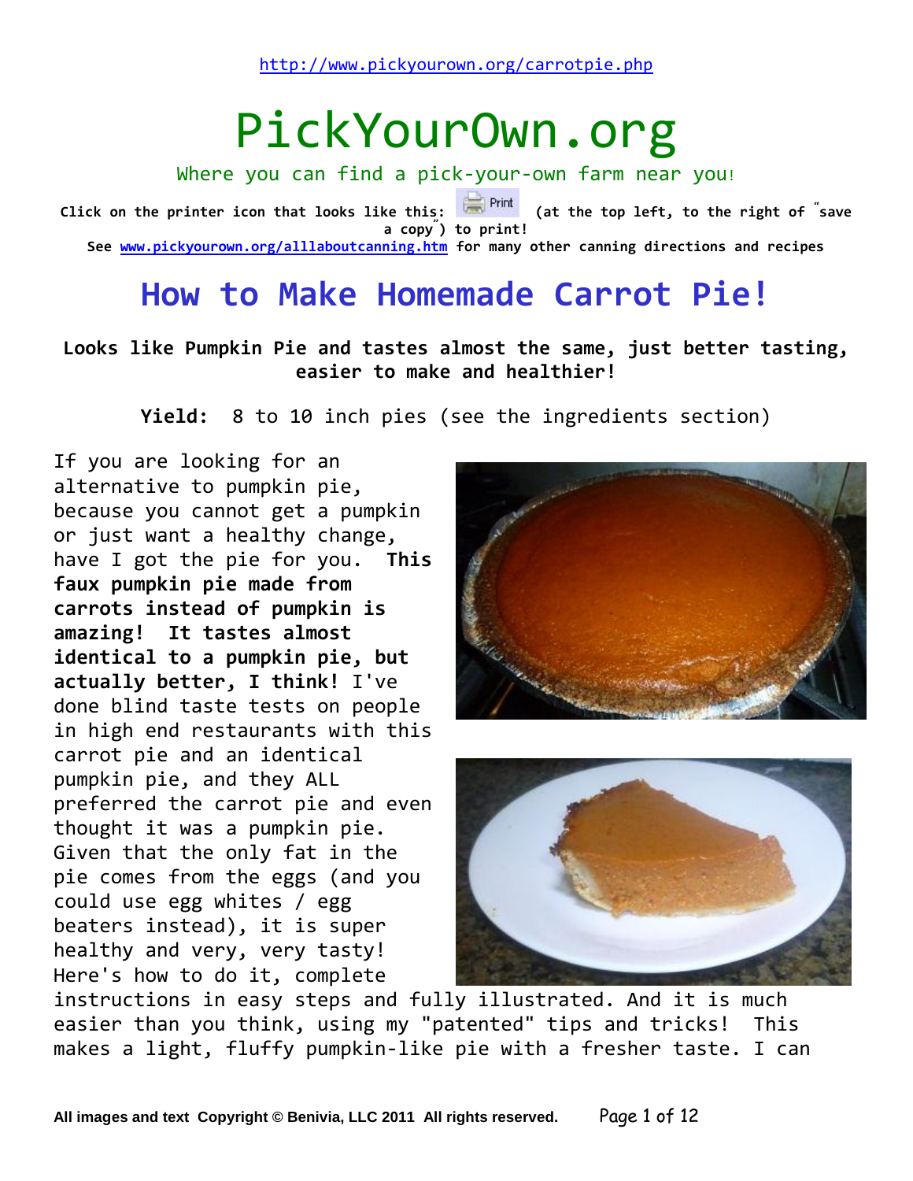http://www.pickyourown.org/carrotpie.php

# PickYourOwn.org

Where you can find a pick-your-own farm near you!

**Click on the printer icon that looks like this: Print (at the top left, to the right of "save a copy") to print!**

**See www.pickyourown.org/alllaboutcanning.htm for many other canning directions and recipes**

# How to Make Homemade Carrot Pie!

**Looks like Pumpkin Pie and tastes almost the same, just better tasting, easier to make and healthier!**

**Yield:** 8 to 10 inch pies (see the ingredients section)

If you are looking for an alternative to pumpkin pie, because you cannot get a pumpkin or just want a healthy change, have I got the pie for you. **This faux pumpkin pie made from carrots instead of pumpkin is amazing! It tastes almost identical to a pumpkin pie, but actually better, I think!** I've done blind taste tests on people in high end restaurants with this carrot pie and an identical pumpkin pie, and they ALL preferred the carrot pie and even thought it was a pumpkin pie. Given that the only fat in the pie comes from the eggs (and you could use egg whites / egg beaters instead), it is super healthy and very, very tasty! Here's how to do it, complete instructions in easy steps and fully illustrated. And it is much easier than you think, using my "patented" tips and tricks! This makes a light, fluffy pumpkin-like pie with a fresher taste. I can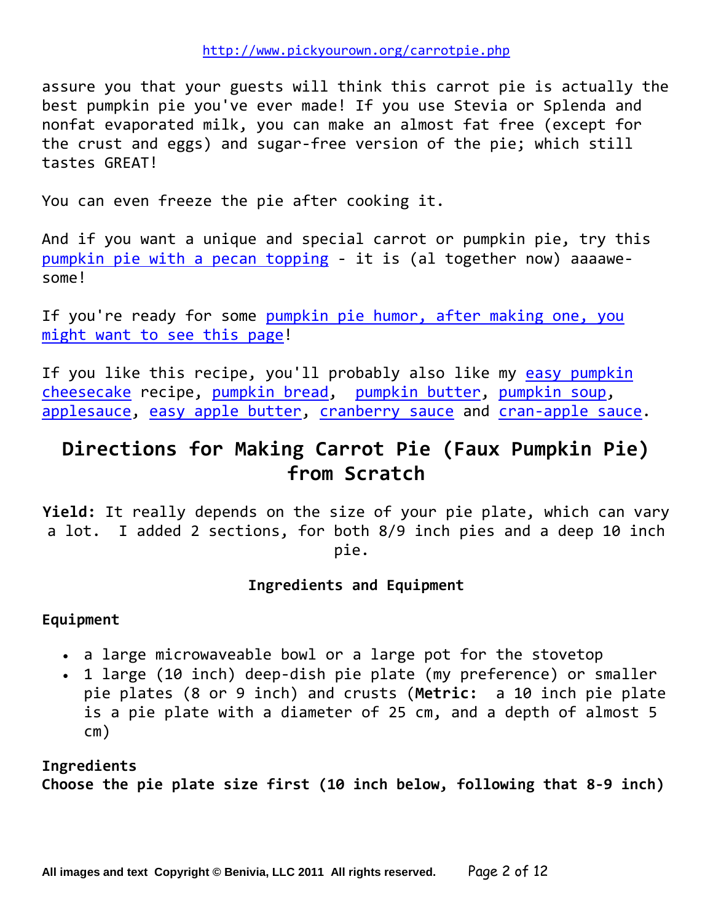assure you that your guests will think this carrot pie is actually the best pumpkin pie you've ever made! If you use Stevia or Splenda and nonfat evaporated milk, you can make an almost fat free (except for the crust and eggs) and sugar-free version of the pie; which still tastes GREAT!

You can even freeze the pie after cooking it.

And if you want a unique and special carrot or pumpkin pie, try this pumpkin pie with a pecan topping - it is (al together now) aaaawe-some!

If you're ready for some pumpkin pie humor, after making one, you might want to see this page!

If you like this recipe, you'll probably also like my easy pumpkin cheesecake recipe, pumpkin bread, pumpkin butter, pumpkin soup, applesauce, easy apple butter, cranberry sauce and cran-apple sauce.

## Directions for Making Carrot Pie (Faux Pumpkin Pie) from Scratch

**Yield:** It really depends on the size of your pie plate, which can vary a lot. I added 2 sections, for both 8/9 inch pies and a deep 10 inch pie.

### Ingredients and Equipment

**Equipment**

- a large microwaveable bowl or a large pot for the stovetop
- 1 large (10 inch) deep-dish pie plate (my preference) or smaller pie plates (8 or 9 inch) and crusts (**Metric:** a 10 inch pie plate is a pie plate with a diameter of 25 cm, and a depth of almost 5 cm)

**Ingredients**
**Choose the pie plate size first (10 inch below, following that 8-9 inch)**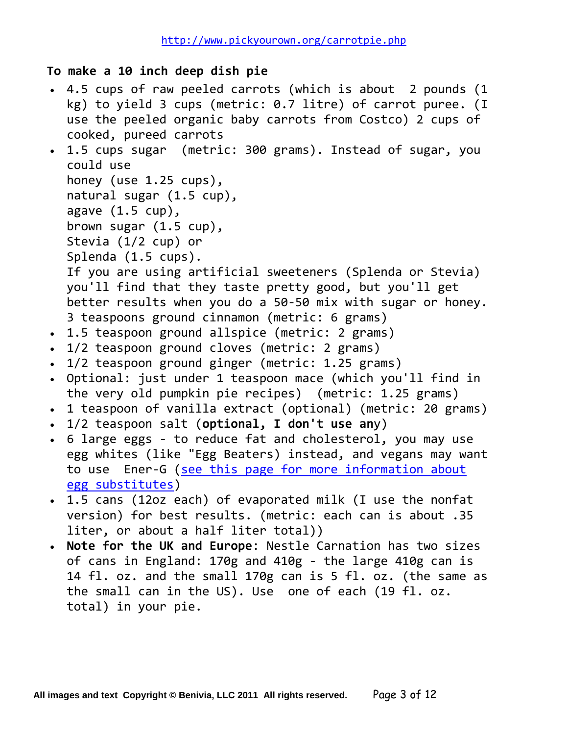http://www.pickyourown.org/carrotpie.php

**To make a 10 inch deep dish pie**

- 4.5 cups of raw peeled carrots (which is about 2 pounds (1 kg) to yield 3 cups (metric: 0.7 litre) of carrot puree. (I use the peeled organic baby carrots from Costco) 2 cups of cooked, pureed carrots
- 1.5 cups sugar (metric: 300 grams). Instead of sugar, you could use
  honey (use 1.25 cups),
  natural sugar (1.5 cup),
  agave (1.5 cup),
  brown sugar (1.5 cup),
  Stevia (1/2 cup) or
  Splenda (1.5 cups).
  If you are using artificial sweeteners (Splenda or Stevia) you'll find that they taste pretty good, but you'll get better results when you do a 50-50 mix with sugar or honey.
  3 teaspoons ground cinnamon (metric: 6 grams)
- 1.5 teaspoon ground allspice (metric: 2 grams)
- 1/2 teaspoon ground cloves (metric: 2 grams)
- 1/2 teaspoon ground ginger (metric: 1.25 grams)
- Optional: just under 1 teaspoon mace (which you'll find in the very old pumpkin pie recipes) (metric: 1.25 grams)
- 1 teaspoon of vanilla extract (optional) (metric: 20 grams)
- 1/2 teaspoon salt (**optional, I don't use an**y)
- 6 large eggs - to reduce fat and cholesterol, you may use egg whites (like "Egg Beaters) instead, and vegans may want to use Ener-G (see this page for more information about egg substitutes)
- 1.5 cans (12oz each) of evaporated milk (I use the nonfat version) for best results. (metric: each can is about .35 liter, or about a half liter total))
- **Note for the UK and Europe**: Nestle Carnation has two sizes of cans in England: 170g and 410g - the large 410g can is 14 fl. oz. and the small 170g can is 5 fl. oz. (the same as the small can in the US). Use one of each (19 fl. oz. total) in your pie.

**All images and text Copyright © Benivia, LLC 2011 All rights reserved.**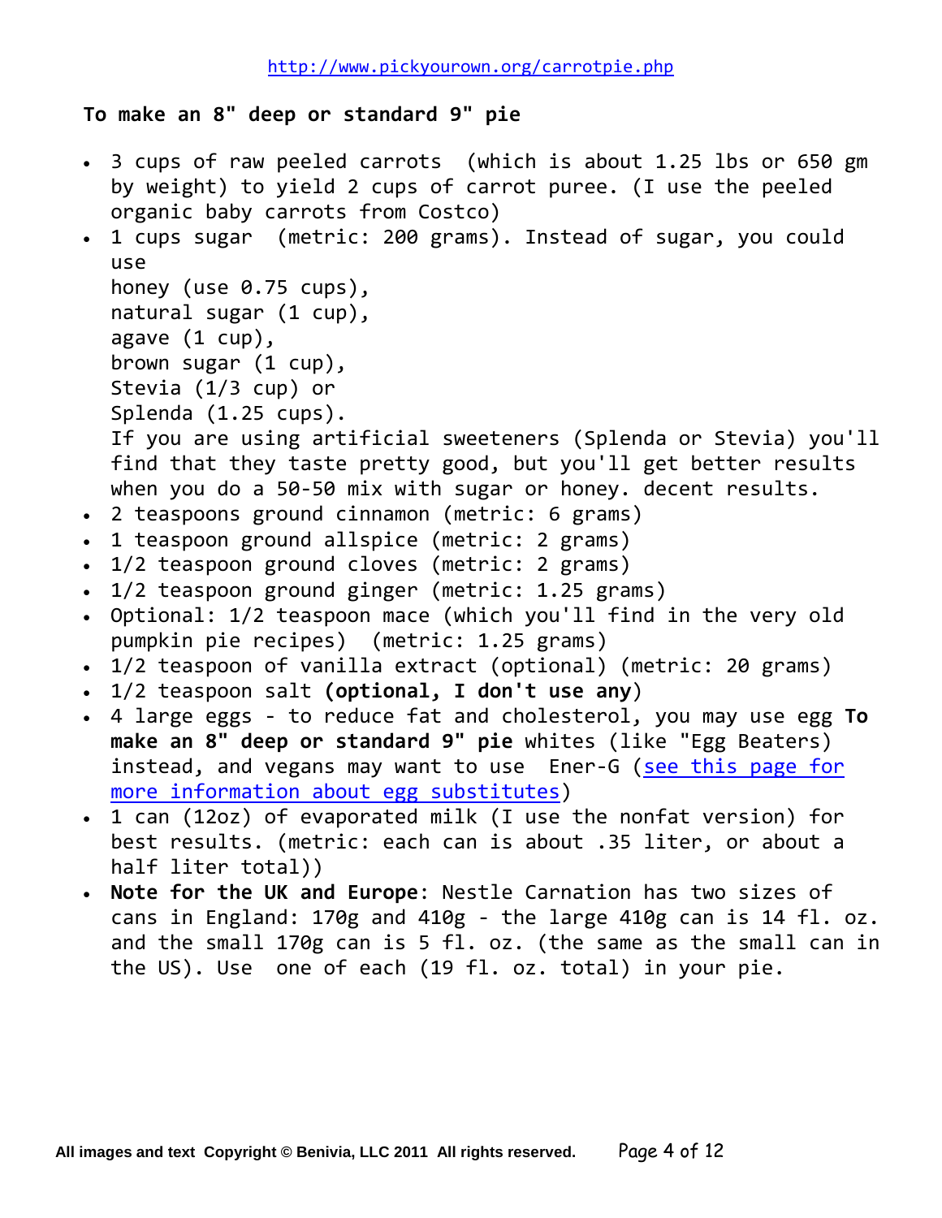http://www.pickyourown.org/carrotpie.php

**To make an 8" deep or standard 9" pie**

- 3 cups of raw peeled carrots  (which is about 1.25 lbs or 650 gm by weight) to yield 2 cups of carrot puree. (I use the peeled organic baby carrots from Costco)
- 1 cups sugar  (metric: 200 grams). Instead of sugar, you could use
  honey (use 0.75 cups),
  natural sugar (1 cup),
  agave (1 cup),
  brown sugar (1 cup),
  Stevia (1/3 cup) or
  Splenda (1.25 cups).
  If you are using artificial sweeteners (Splenda or Stevia) you'll find that they taste pretty good, but you'll get better results when you do a 50-50 mix with sugar or honey. decent results.
- 2 teaspoons ground cinnamon (metric: 6 grams)
- 1 teaspoon ground allspice (metric: 2 grams)
- 1/2 teaspoon ground cloves (metric: 2 grams)
- 1/2 teaspoon ground ginger (metric: 1.25 grams)
- Optional: 1/2 teaspoon mace (which you'll find in the very old pumpkin pie recipes)  (metric: 1.25 grams)
- 1/2 teaspoon of vanilla extract (optional) (metric: 20 grams)
- 1/2 teaspoon salt **(optional, I don't use any)**
- 4 large eggs - to reduce fat and cholesterol, you may use egg **To make an 8" deep or standard 9" pie** whites (like "Egg Beaters) instead, and vegans may want to use  Ener-G (see this page for more information about egg substitutes)
- 1 can (12oz) of evaporated milk (I use the nonfat version) for best results. (metric: each can is about .35 liter, or about a half liter total))
- **Note for the UK and Europe**: Nestle Carnation has two sizes of cans in England: 170g and 410g - the large 410g can is 14 fl. oz. and the small 170g can is 5 fl. oz. (the same as the small can in the US). Use  one of each (19 fl. oz. total) in your pie.

All images and text  Copyright © Benivia, LLC 2011  All rights reserved.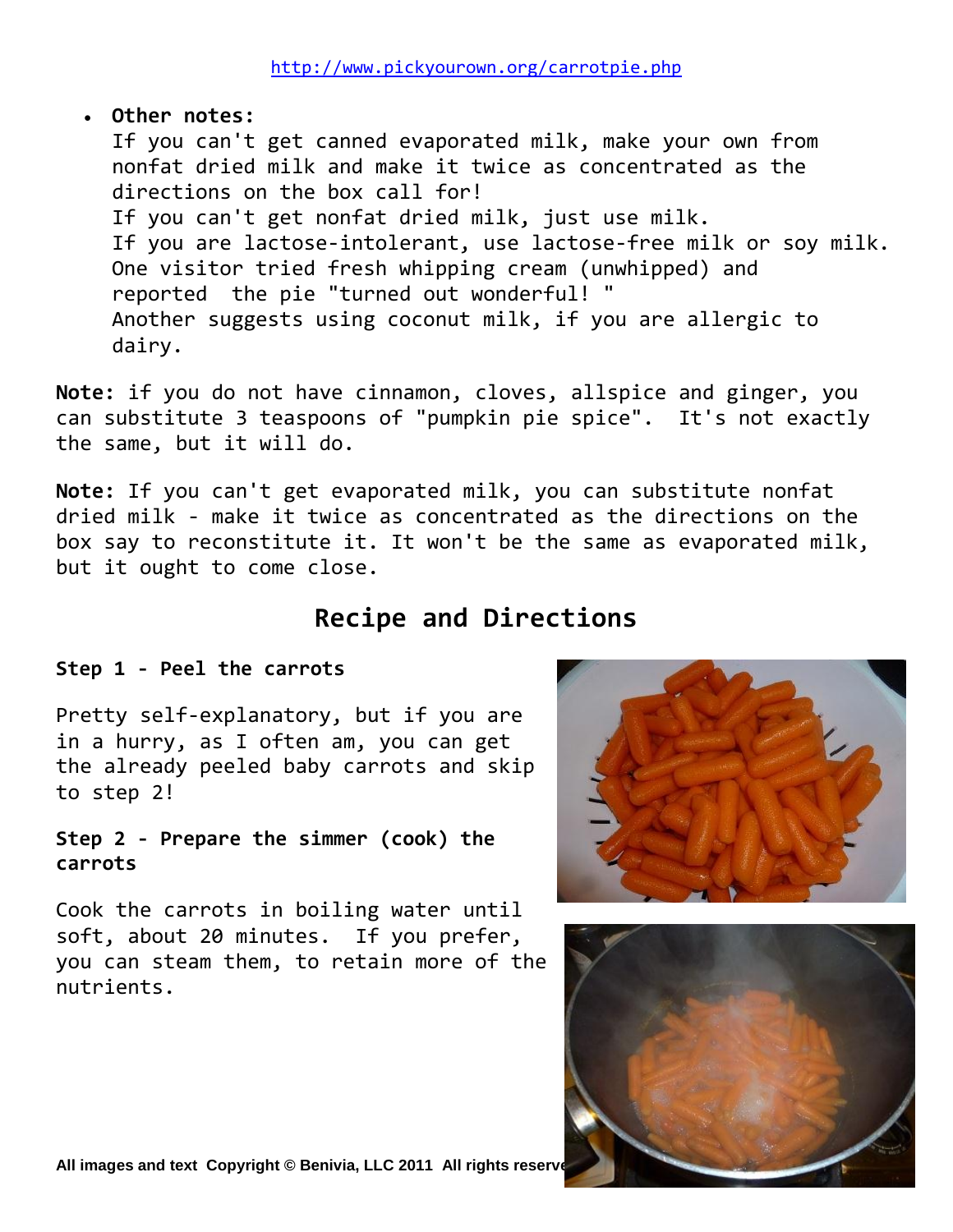http://www.pickyourown.org/carrotpie.php

- **Other notes:**
  If you can't get canned evaporated milk, make your own from nonfat dried milk and make it twice as concentrated as the directions on the box call for!
  If you can't get nonfat dried milk, just use milk.
  If you are lactose-intolerant, use lactose-free milk or soy milk.
  One visitor tried fresh whipping cream (unwhipped) and reported the pie "turned out wonderful! "
  Another suggests using coconut milk, if you are allergic to dairy.

**Note:** if you do not have cinnamon, cloves, allspice and ginger, you can substitute 3 teaspoons of "pumpkin pie spice". It's not exactly the same, but it will do.

**Note:** If you can't get evaporated milk, you can substitute nonfat dried milk - make it twice as concentrated as the directions on the box say to reconstitute it. It won't be the same as evaporated milk, but it ought to come close.

## Recipe and Directions

### Step 1 - Peel the carrots

Pretty self-explanatory, but if you are in a hurry, as I often am, you can get the already peeled baby carrots and skip to step 2!

### Step 2 - Prepare the simmer (cook) the carrots

Cook the carrots in boiling water until soft, about 20 minutes. If you prefer, you can steam them, to retain more of the nutrients.

All images and text Copyright © Benivia, LLC 2011 All rights reserved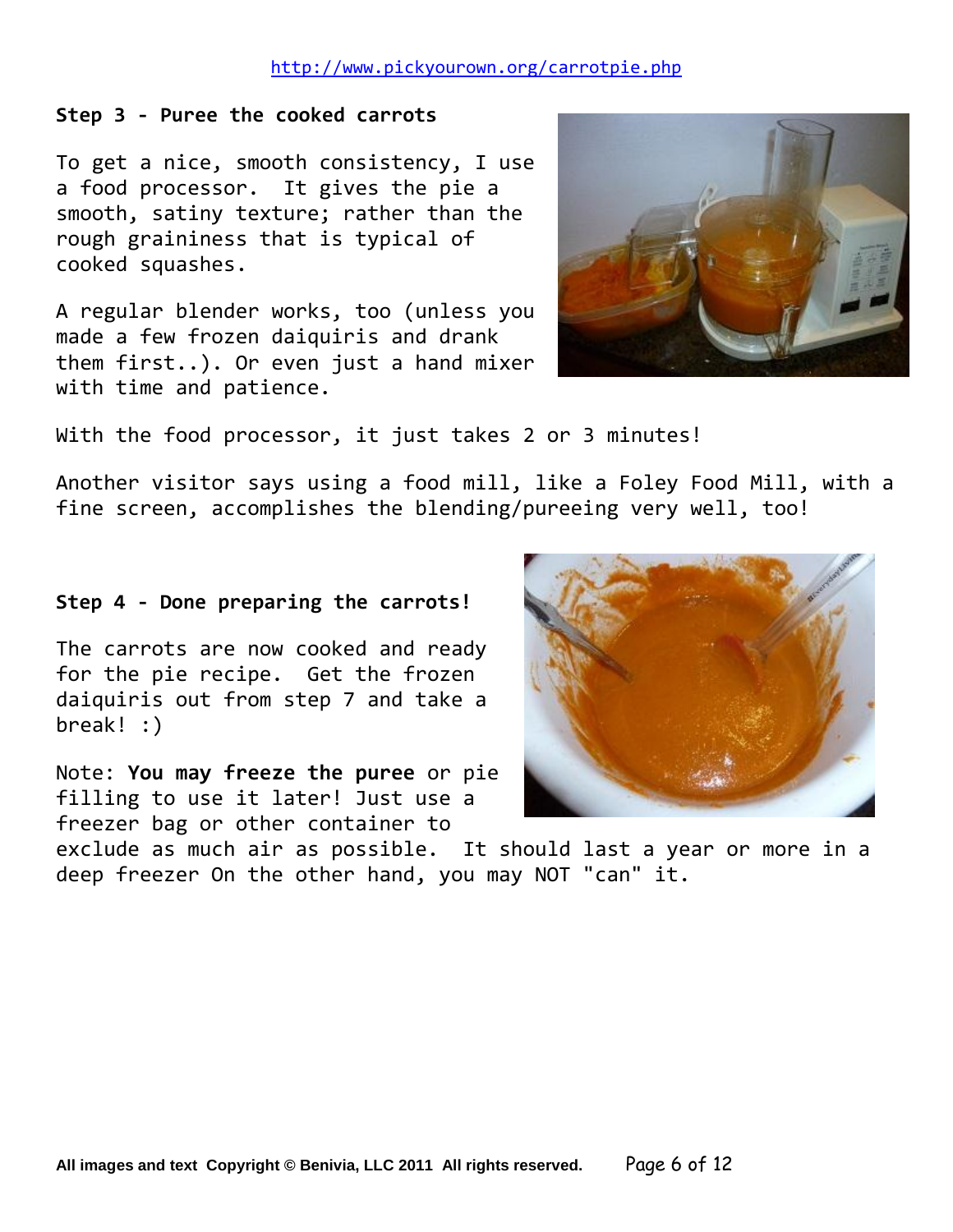### Step 3 - Puree the cooked carrots

To get a nice, smooth consistency, I use a food processor. It gives the pie a smooth, satiny texture; rather than the rough graininess that is typical of cooked squashes.

A regular blender works, too (unless you made a few frozen daiquiris and drank them first..). Or even just a hand mixer with time and patience.

With the food processor, it just takes 2 or 3 minutes!

Another visitor says using a food mill, like a Foley Food Mill, with a fine screen, accomplishes the blending/pureeing very well, too!

### Step 4 - Done preparing the carrots!

The carrots are now cooked and ready for the pie recipe. Get the frozen daiquiris out from step 7 and take a break! :)

Note: **You may freeze the puree** or pie filling to use it later! Just use a freezer bag or other container to exclude as much air as possible. It should last a year or more in a deep freezer On the other hand, you may NOT "can" it.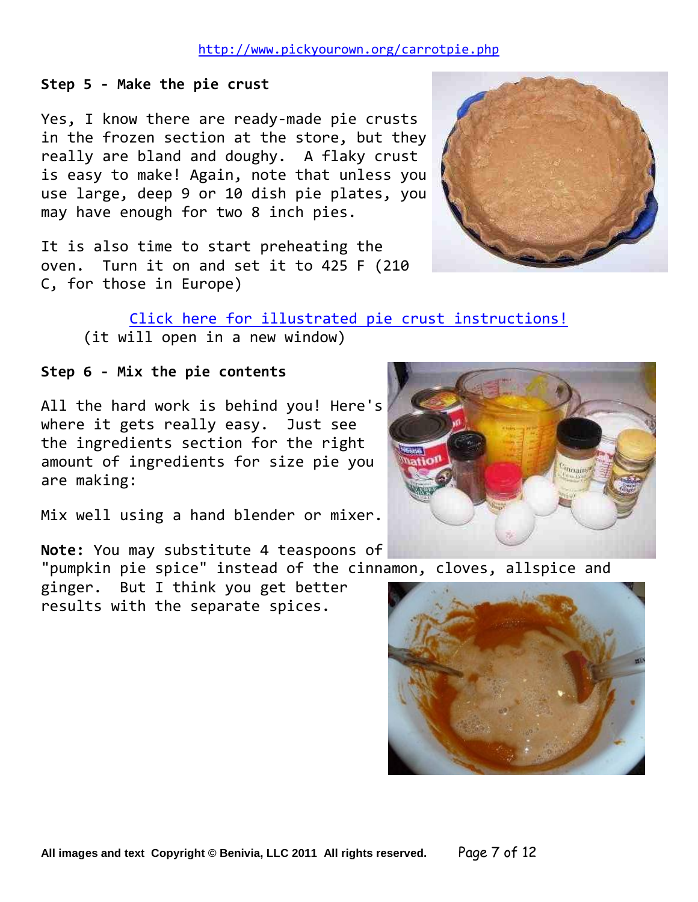### Step 5 - Make the pie crust

Yes, I know there are ready-made pie crusts in the frozen section at the store, but they really are bland and doughy. A flaky crust is easy to make! Again, note that unless you use large, deep 9 or 10 dish pie plates, you may have enough for two 8 inch pies.

It is also time to start preheating the oven. Turn it on and set it to 425 F (210 C, for those in Europe)

Click here for illustrated pie crust instructions!
(it will open in a new window)

### Step 6 - Mix the pie contents

All the hard work is behind you! Here's where it gets really easy. Just see the ingredients section for the right amount of ingredients for size pie you are making:

Mix well using a hand blender or mixer.

**Note:** You may substitute 4 teaspoons of "pumpkin pie spice" instead of the cinnamon, cloves, allspice and ginger. But I think you get better results with the separate spices.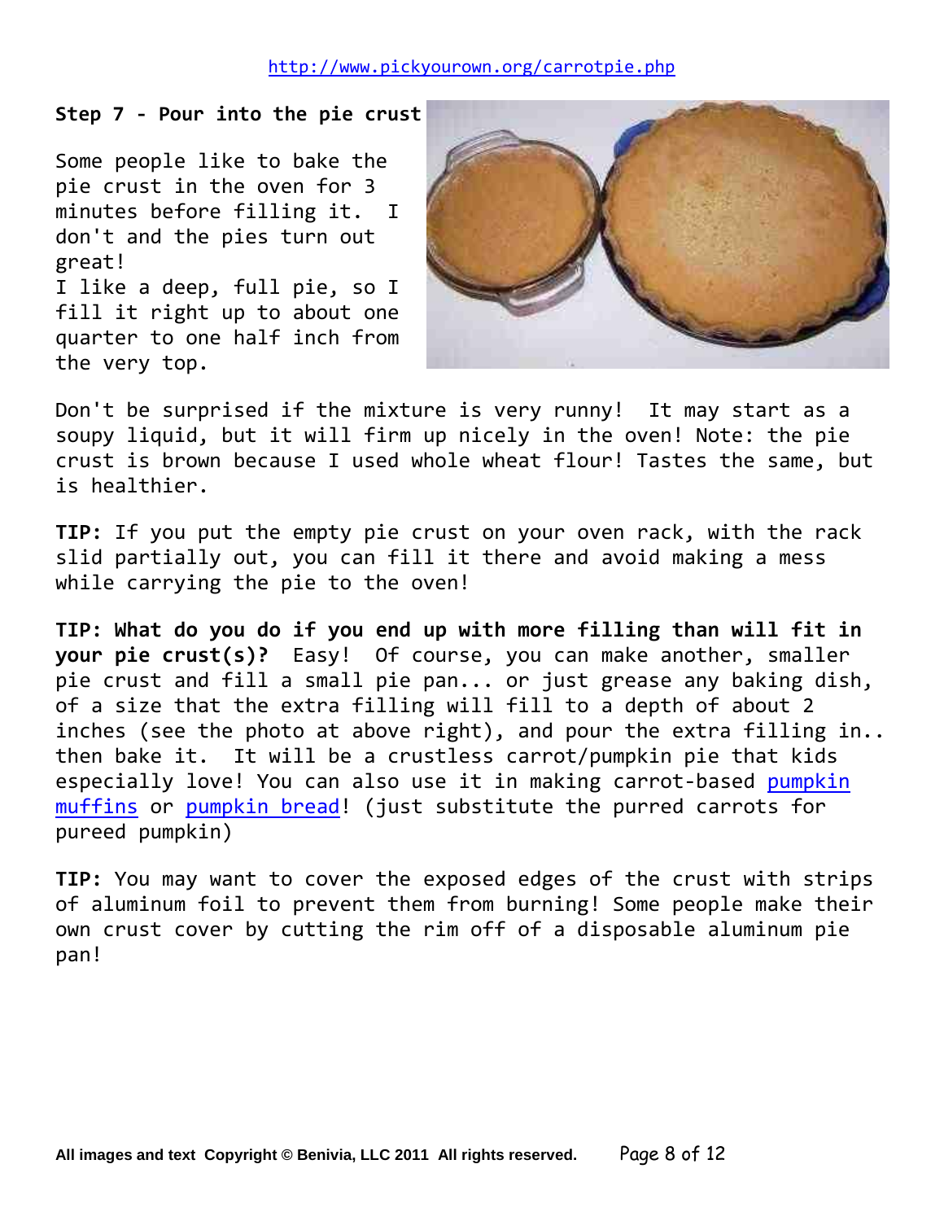## Step 7 - Pour into the pie crust

Some people like to bake the pie crust in the oven for 3 minutes before filling it. I don't and the pies turn out great!
I like a deep, full pie, so I fill it right up to about one quarter to one half inch from the very top.

Don't be surprised if the mixture is very runny! It may start as a soupy liquid, but it will firm up nicely in the oven! Note: the pie crust is brown because I used whole wheat flour! Tastes the same, but is healthier.

**TIP:** If you put the empty pie crust on your oven rack, with the rack slid partially out, you can fill it there and avoid making a mess while carrying the pie to the oven!

**TIP: What do you do if you end up with more filling than will fit in your pie crust(s)?** Easy! Of course, you can make another, smaller pie crust and fill a small pie pan... or just grease any baking dish, of a size that the extra filling will fill to a depth of about 2 inches (see the photo at above right), and pour the extra filling in.. then bake it. It will be a crustless carrot/pumpkin pie that kids especially love! You can also use it in making carrot-based pumpkin muffins or pumpkin bread! (just substitute the purred carrots for pureed pumpkin)

**TIP:** You may want to cover the exposed edges of the crust with strips of aluminum foil to prevent them from burning! Some people make their own crust cover by cutting the rim off of a disposable aluminum pie pan!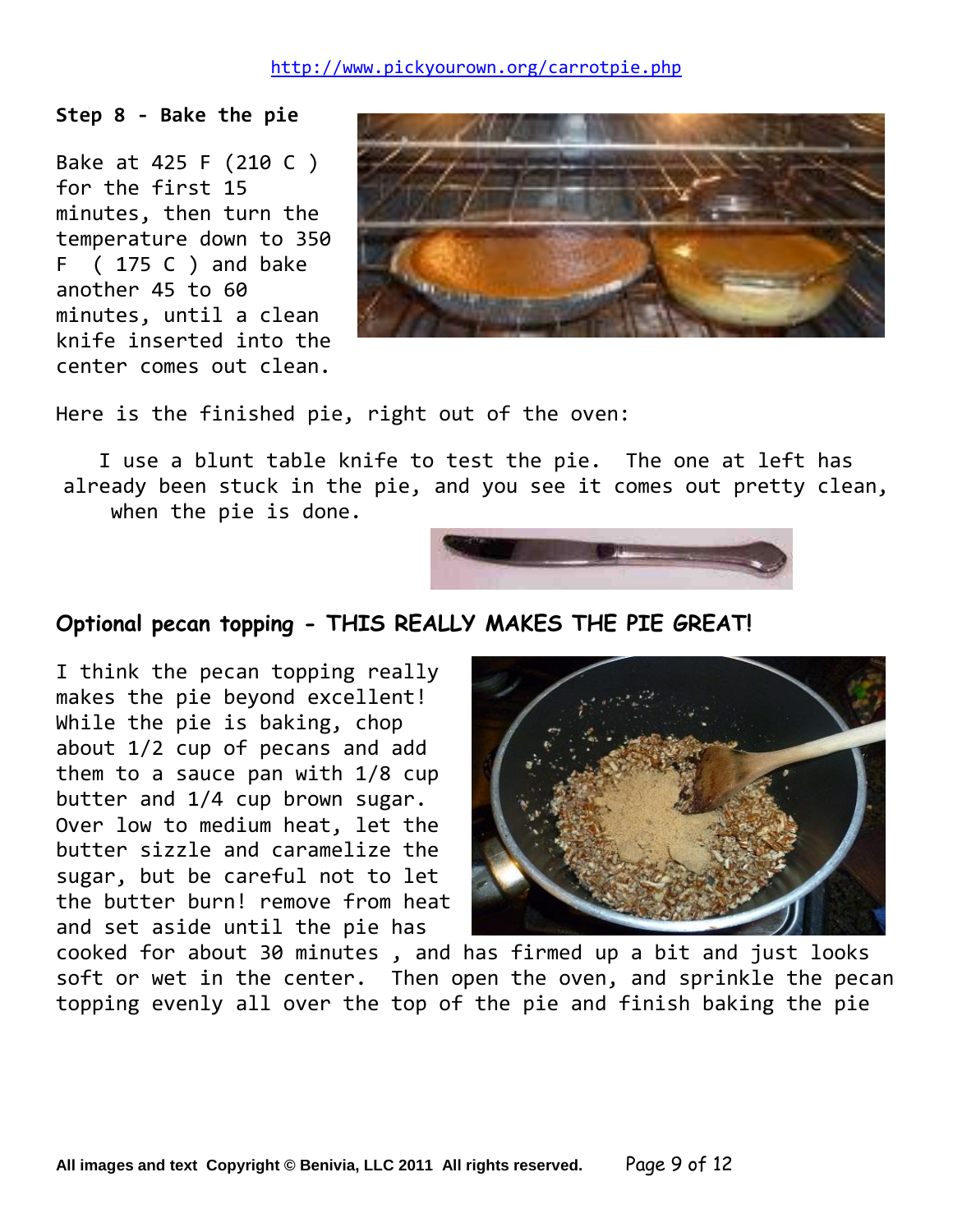## Step 8 - Bake the pie

Bake at 425 F (210 C ) for the first 15 minutes, then turn the temperature down to 350 F ( 175 C ) and bake another 45 to 60 minutes, until a clean knife inserted into the center comes out clean.

Here is the finished pie, right out of the oven:

I use a blunt table knife to test the pie. The one at left has already been stuck in the pie, and you see it comes out pretty clean, when the pie is done.

## Optional pecan topping - THIS REALLY MAKES THE PIE GREAT!

I think the pecan topping really makes the pie beyond excellent! While the pie is baking, chop about 1/2 cup of pecans and add them to a sauce pan with 1/8 cup butter and 1/4 cup brown sugar. Over low to medium heat, let the butter sizzle and caramelize the sugar, but be careful not to let the butter burn! remove from heat and set aside until the pie has cooked for about 30 minutes , and has firmed up a bit and just looks soft or wet in the center. Then open the oven, and sprinkle the pecan topping evenly all over the top of the pie and finish baking the pie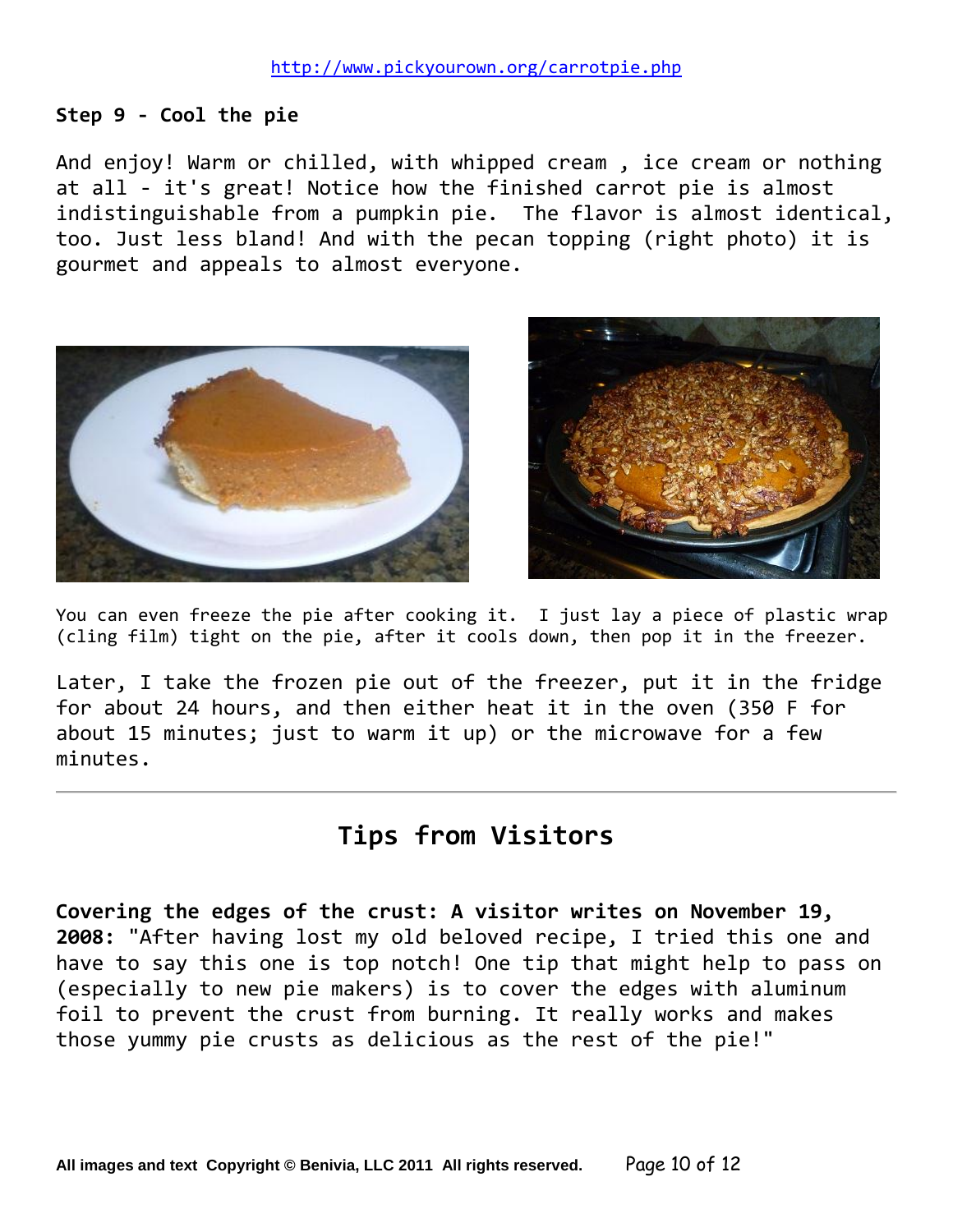### Step 9 - Cool the pie

And enjoy! Warm or chilled, with whipped cream , ice cream or nothing at all - it's great! Notice how the finished carrot pie is almost indistinguishable from a pumpkin pie.  The flavor is almost identical, too. Just less bland! And with the pecan topping (right photo) it is gourmet and appeals to almost everyone.

You can even freeze the pie after cooking it.  I just lay a piece of plastic wrap (cling film) tight on the pie, after it cools down, then pop it in the freezer.

Later, I take the frozen pie out of the freezer, put it in the fridge for about 24 hours, and then either heat it in the oven (350 F for about 15 minutes; just to warm it up) or the microwave for a few minutes.

---

## Tips from Visitors

**Covering the edges of the crust: A visitor writes on November 19, 2008:** "After having lost my old beloved recipe, I tried this one and have to say this one is top notch! One tip that might help to pass on (especially to new pie makers) is to cover the edges with aluminum foil to prevent the crust from burning. It really works and makes those yummy pie crusts as delicious as the rest of the pie!"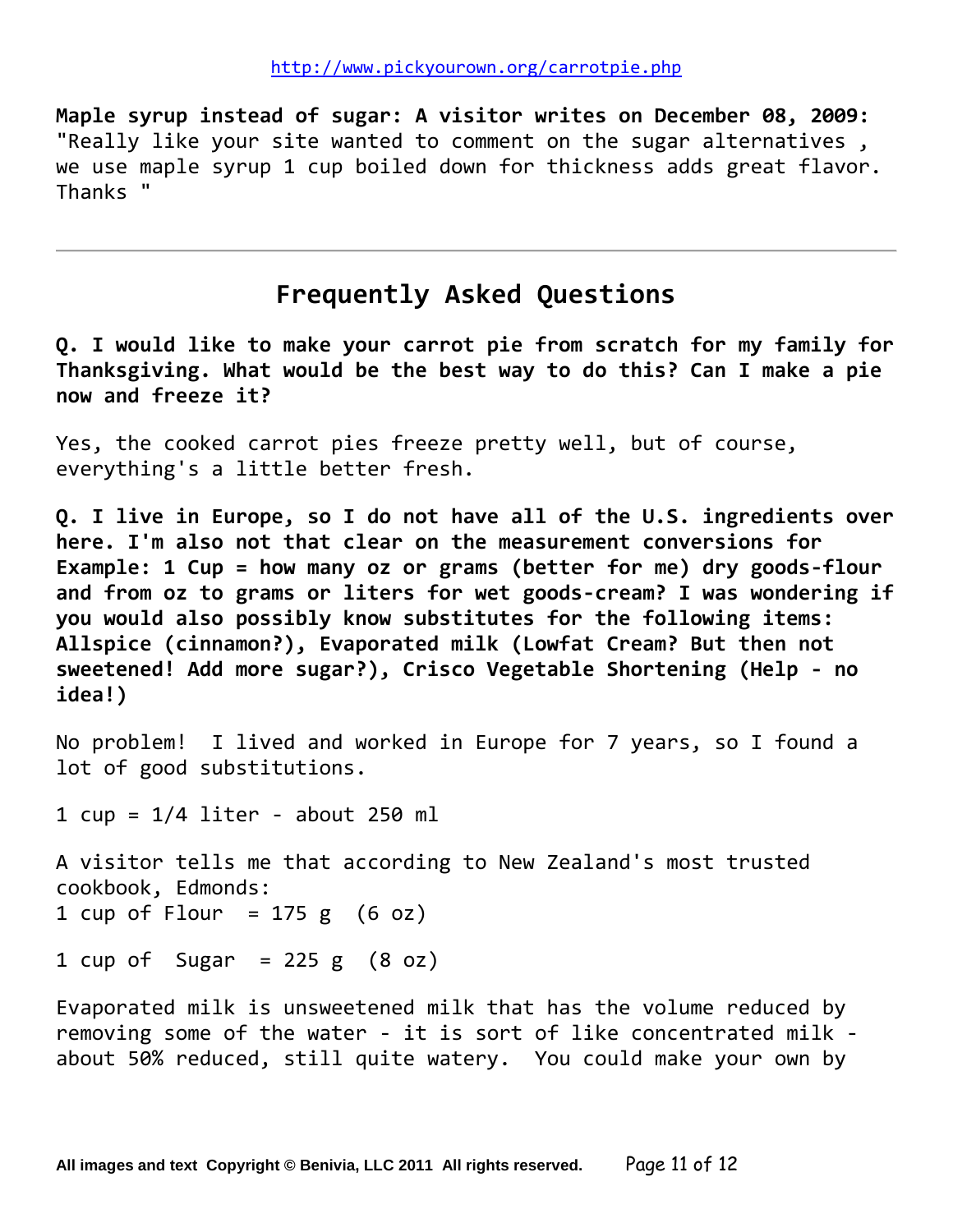http://www.pickyourown.org/carrotpie.php

**Maple syrup instead of sugar: A visitor writes on December 08, 2009:** "Really like your site wanted to comment on the sugar alternatives , we use maple syrup 1 cup boiled down for thickness adds great flavor. Thanks "

---

## Frequently Asked Questions

**Q. I would like to make your carrot pie from scratch for my family for Thanksgiving. What would be the best way to do this? Can I make a pie now and freeze it?**

Yes, the cooked carrot pies freeze pretty well, but of course, everything's a little better fresh.

**Q. I live in Europe, so I do not have all of the U.S. ingredients over here. I'm also not that clear on the measurement conversions for Example: 1 Cup = how many oz or grams (better for me) dry goods-flour and from oz to grams or liters for wet goods-cream? I was wondering if you would also possibly know substitutes for the following items: Allspice (cinnamon?), Evaporated milk (Lowfat Cream? But then not sweetened! Add more sugar?), Crisco Vegetable Shortening (Help - no idea!)**

No problem! I lived and worked in Europe for 7 years, so I found a lot of good substitutions.

1 cup = 1/4 liter - about 250 ml

A visitor tells me that according to New Zealand's most trusted cookbook, Edmonds:
1 cup of Flour = 175 g (6 oz)

1 cup of Sugar = 225 g (8 oz)

Evaporated milk is unsweetened milk that has the volume reduced by removing some of the water - it is sort of like concentrated milk - about 50% reduced, still quite watery. You could make your own by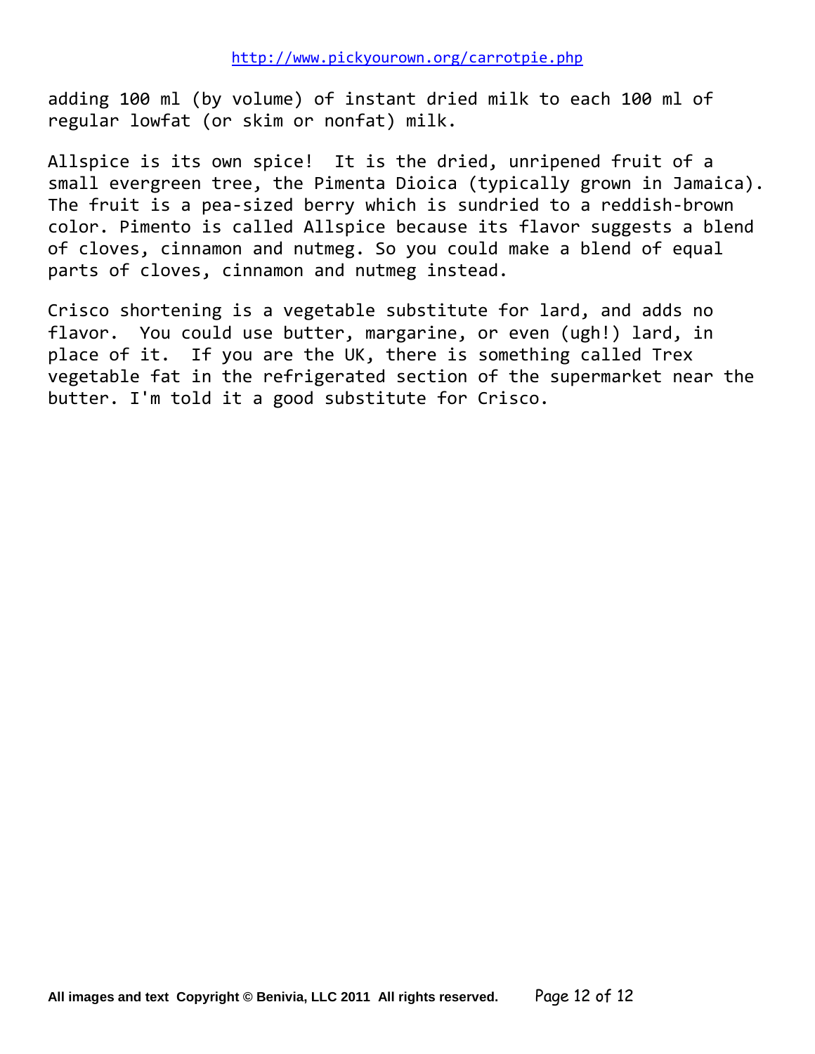adding 100 ml (by volume) of instant dried milk to each 100 ml of regular lowfat (or skim or nonfat) milk.

Allspice is its own spice! It is the dried, unripened fruit of a small evergreen tree, the Pimenta Dioica (typically grown in Jamaica). The fruit is a pea-sized berry which is sundried to a reddish-brown color. Pimento is called Allspice because its flavor suggests a blend of cloves, cinnamon and nutmeg. So you could make a blend of equal parts of cloves, cinnamon and nutmeg instead.

Crisco shortening is a vegetable substitute for lard, and adds no flavor. You could use butter, margarine, or even (ugh!) lard, in place of it. If you are the UK, there is something called Trex vegetable fat in the refrigerated section of the supermarket near the butter. I'm told it a good substitute for Crisco.